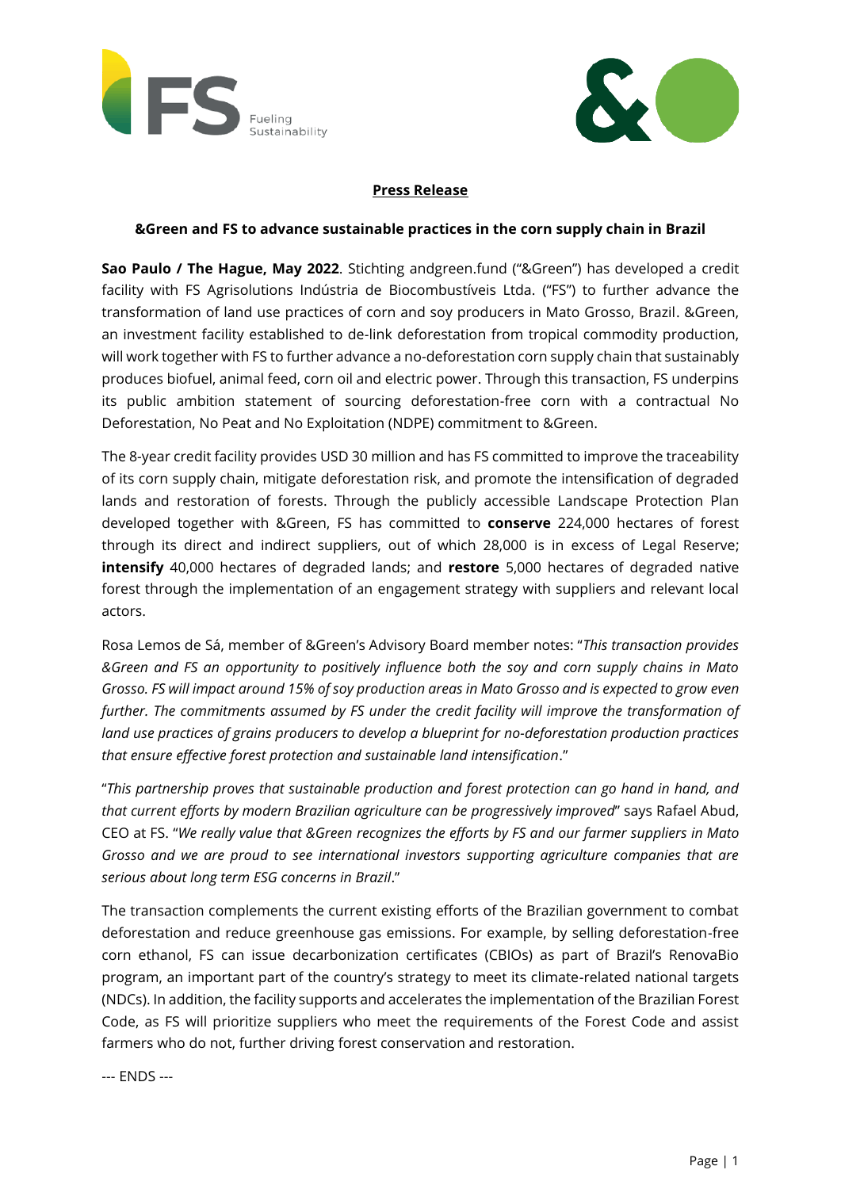**Press Release**

**&Green and FS to advance sustainable practices in the corn supply chain in Brazil**

**Sao Paulo / The Hague, May 2022**. Stichting andgreen.fund ("&Green") has developed a credit facility with FS Agrisolutions Indústria de Biocombustíveis Ltda. ("FS") to further advance the transformation of land use practices of corn and soy producers in Mato Grosso, Brazil. &Green, an investment facility established to de-link deforestation from tropical commodity production, will work together with FS to further advance a no-deforestation corn supply chain that sustainably produces biofuel, animal feed, corn oil and electric power. Through this transaction, FS underpins its public ambition statement of sourcing deforestation-free corn with a contractual No Deforestation, No Peat and No Exploitation (NDPE) commitment to &Green.

The 8-year credit facility provides USD 30 million and has FS committed to improve the traceability of its corn supply chain, mitigate deforestation risk, and promote the intensification of degraded lands and restoration of forests. Through the publicly accessible Landscape Protection Plan developed together with &Green, FS has committed to **conserve** 224,000 hectares of forest through its direct and indirect suppliers, out of which 28,000 is in excess of Legal Reserve; **intensify** 40,000 hectares of degraded lands; and **restore** 5,000 hectares of degraded native forest through the implementation of an engagement strategy with suppliers and relevant local actors.

Rosa Lemos de Sá, member of &Green's Advisory Board member notes: "*This transaction provides &Green and FS an opportunity to positively influence both the soy and corn supply chains in Mato Grosso. FS will impact around 15% of soy production areas in Mato Grosso and is expected to grow even further. The commitments assumed by FS under the credit facility will improve the transformation of land use practices of grains producers to develop a blueprint for no-deforestation production practices that ensure effective forest protection and sustainable land intensification*."

"*This partnership proves that sustainable production and forest protection can go hand in hand, and that current efforts by modern Brazilian agriculture can be progressively improved*" says Rafael Abud, CEO at FS. "*We really value that &Green recognizes the efforts by FS and our farmer suppliers in Mato Grosso and we are proud to see international investors supporting agriculture companies that are serious about long term ESG concerns in Brazil*."

The transaction complements the current existing efforts of the Brazilian government to combat deforestation and reduce greenhouse gas emissions. For example, by selling deforestation-free corn ethanol, FS can issue decarbonization certificates (CBIOs) as part of Brazil's RenovaBio program, an important part of the country's strategy to meet its climate-related national targets (NDCs). In addition, the facility supports and accelerates the implementation of the Brazilian Forest Code, as FS will prioritize suppliers who meet the requirements of the Forest Code and assist farmers who do not, further driving forest conservation and restoration.

--- ENDS ---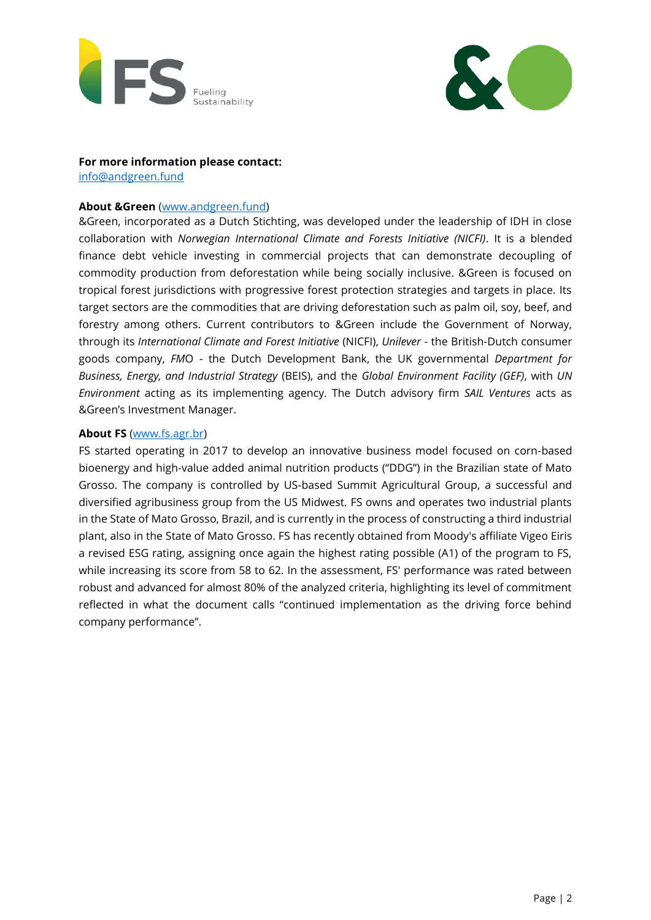**For more information please contact:**
info@andgreen.fund

**About &Green** (www.andgreen.fund)
&Green, incorporated as a Dutch Stichting, was developed under the leadership of IDH in close collaboration with *Norwegian International Climate and Forests Initiative (NICFI)*. It is a blended finance debt vehicle investing in commercial projects that can demonstrate decoupling of commodity production from deforestation while being socially inclusive. &Green is focused on tropical forest jurisdictions with progressive forest protection strategies and targets in place. Its target sectors are the commodities that are driving deforestation such as palm oil, soy, beef, and forestry among others. Current contributors to &Green include the Government of Norway, through its *International Climate and Forest Initiative* (NICFI), *Unilever* - the British-Dutch consumer goods company, *FMO* - the Dutch Development Bank, the UK governmental *Department for Business, Energy, and Industrial Strategy* (BEIS), and the *Global Environment Facility (GEF)*, with *UN Environment* acting as its implementing agency. The Dutch advisory firm *SAIL Ventures* acts as &Green's Investment Manager.

**About FS** (www.fs.agr.br)
FS started operating in 2017 to develop an innovative business model focused on corn-based bioenergy and high-value added animal nutrition products ("DDG") in the Brazilian state of Mato Grosso. The company is controlled by US-based Summit Agricultural Group, a successful and diversified agribusiness group from the US Midwest. FS owns and operates two industrial plants in the State of Mato Grosso, Brazil, and is currently in the process of constructing a third industrial plant, also in the State of Mato Grosso. FS has recently obtained from Moody's affiliate Vigeo Eiris a revised ESG rating, assigning once again the highest rating possible (A1) of the program to FS, while increasing its score from 58 to 62. In the assessment, FS' performance was rated between robust and advanced for almost 80% of the analyzed criteria, highlighting its level of commitment reflected in what the document calls "continued implementation as the driving force behind company performance".